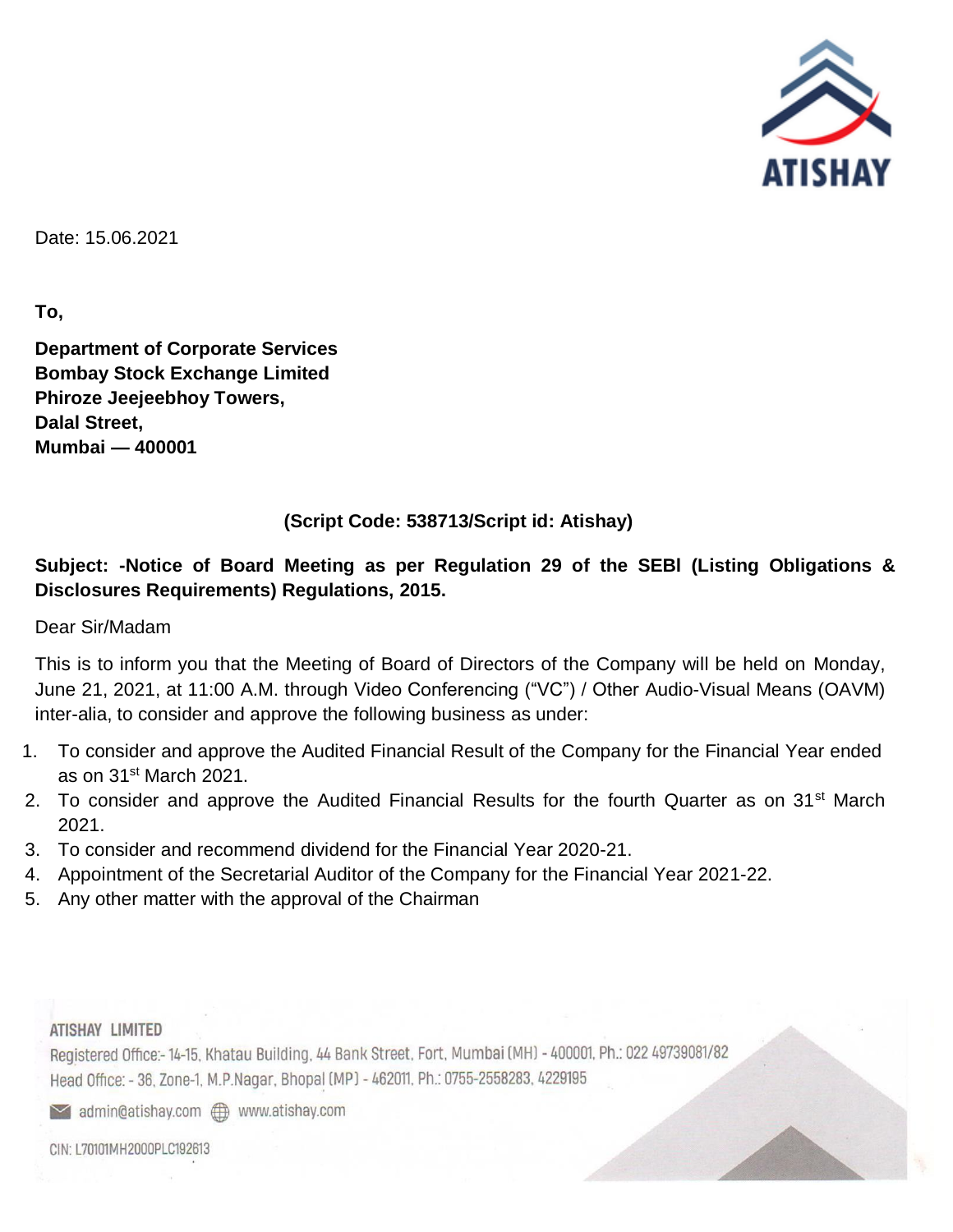ATISHAY

Date: 15.06.2021

**To,**

**Department of Corporate Services**
**Bombay Stock Exchange Limited**
**Phiroze Jeejeebhoy Towers,**
**Dalal Street,**
**Mumbai — 400001**

**(Script Code: 538713/Script id: Atishay)**

**Subject: -Notice of Board Meeting as per Regulation 29 of the SEBI (Listing Obligations & Disclosures Requirements) Regulations, 2015.**

Dear Sir/Madam

This is to inform you that the Meeting of Board of Directors of the Company will be held on Monday, June 21, 2021, at 11:00 A.M. through Video Conferencing ("VC") / Other Audio-Visual Means (OAVM) inter-alia, to consider and approve the following business as under:

1. To consider and approve the Audited Financial Result of the Company for the Financial Year ended as on 31st March 2021.
2. To consider and approve the Audited Financial Results for the fourth Quarter as on 31st March 2021.
3. To consider and recommend dividend for the Financial Year 2020-21.
4. Appointment of the Secretarial Auditor of the Company for the Financial Year 2021-22.
5. Any other matter with the approval of the Chairman

ATISHAY LIMITED
Registered Office:- 14-15, Khatau Building, 44 Bank Street, Fort, Mumbai (MH) - 400001, Ph.: 022 49739081/82
Head Office: - 36, Zone-1, M.P.Nagar, Bhopal (MP) - 462011, Ph.: 0755-2558283, 4229195
admin@atishay.com www.atishay.com
CIN: L70101MH2000PLC192613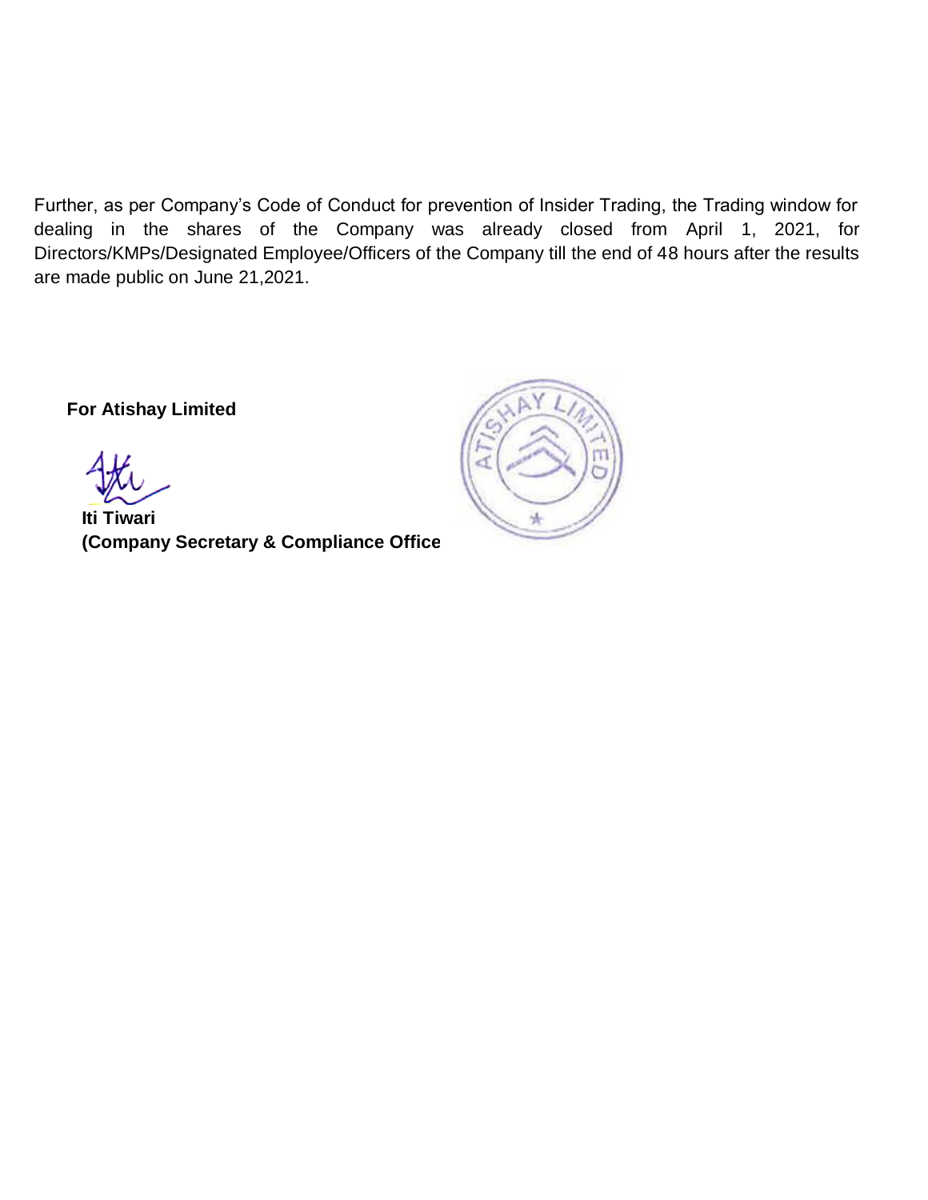Further, as per Company's Code of Conduct for prevention of Insider Trading, the Trading window for dealing in the shares of the Company was already closed from April 1, 2021, for Directors/KMPs/Designated Employee/Officers of the Company till the end of 48 hours after the results are made public on June 21,2021.

**For Atishay Limited**

**Iti Tiwari**
**(Company Secretary & Compliance Office**